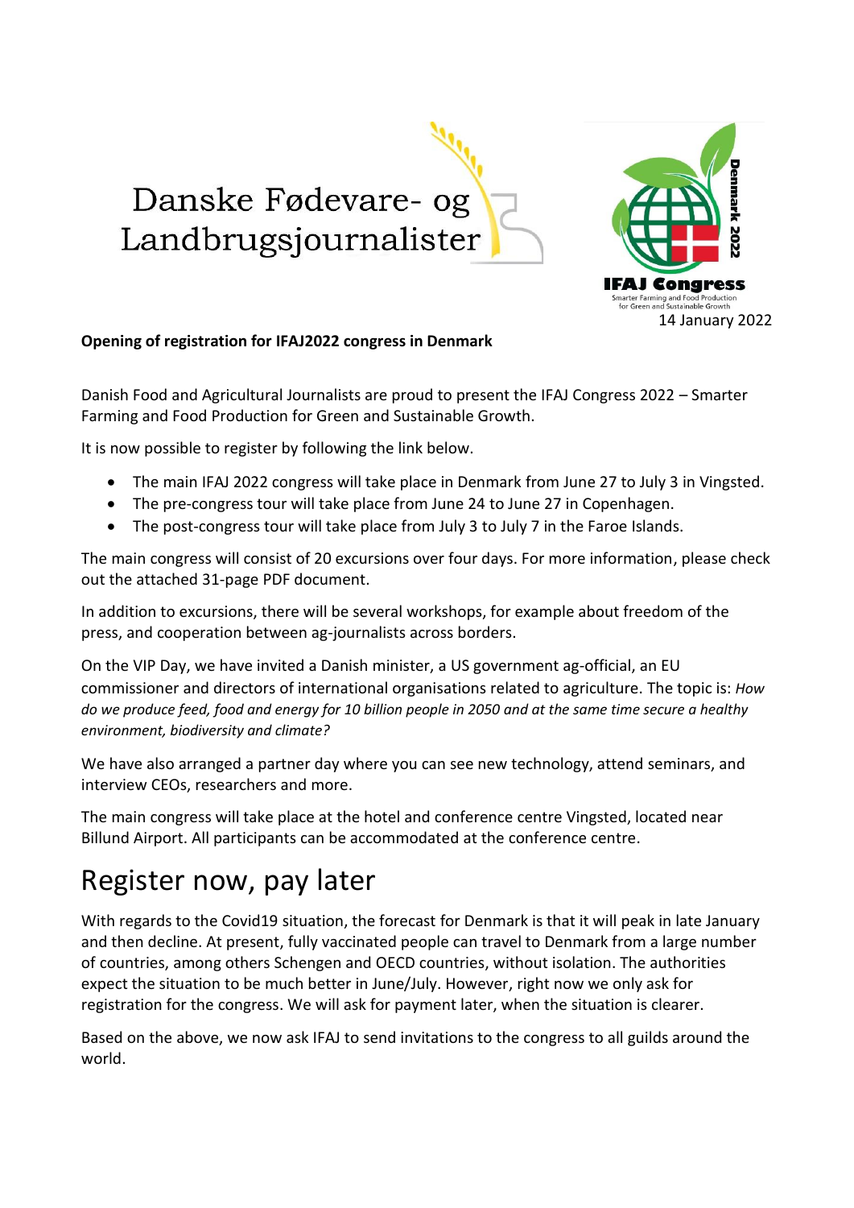Danske Fødevare- og Landbrugsjournalister

IFAJ Congress Denmark 2022

Smarter Farming and Food Production for Green and Sustainable Growth

14 January 2022

**Opening of registration for IFAJ2022 congress in Denmark**

Danish Food and Agricultural Journalists are proud to present the IFAJ Congress 2022 – Smarter Farming and Food Production for Green and Sustainable Growth.

It is now possible to register by following the link below.

- The main IFAJ 2022 congress will take place in Denmark from June 27 to July 3 in Vingsted.
- The pre-congress tour will take place from June 24 to June 27 in Copenhagen.
- The post-congress tour will take place from July 3 to July 7 in the Faroe Islands.

The main congress will consist of 20 excursions over four days. For more information, please check out the attached 31-page PDF document.

In addition to excursions, there will be several workshops, for example about freedom of the press, and cooperation between ag-journalists across borders.

On the VIP Day, we have invited a Danish minister, a US government ag-official, an EU commissioner and directors of international organisations related to agriculture. The topic is: *How do we produce feed, food and energy for 10 billion people in 2050 and at the same time secure a healthy environment, biodiversity and climate?*

We have also arranged a partner day where you can see new technology, attend seminars, and interview CEOs, researchers and more.

The main congress will take place at the hotel and conference centre Vingsted, located near Billund Airport. All participants can be accommodated at the conference centre.

# Register now, pay later

With regards to the Covid19 situation, the forecast for Denmark is that it will peak in late January and then decline. At present, fully vaccinated people can travel to Denmark from a large number of countries, among others Schengen and OECD countries, without isolation. The authorities expect the situation to be much better in June/July. However, right now we only ask for registration for the congress. We will ask for payment later, when the situation is clearer.

Based on the above, we now ask IFAJ to send invitations to the congress to all guilds around the world.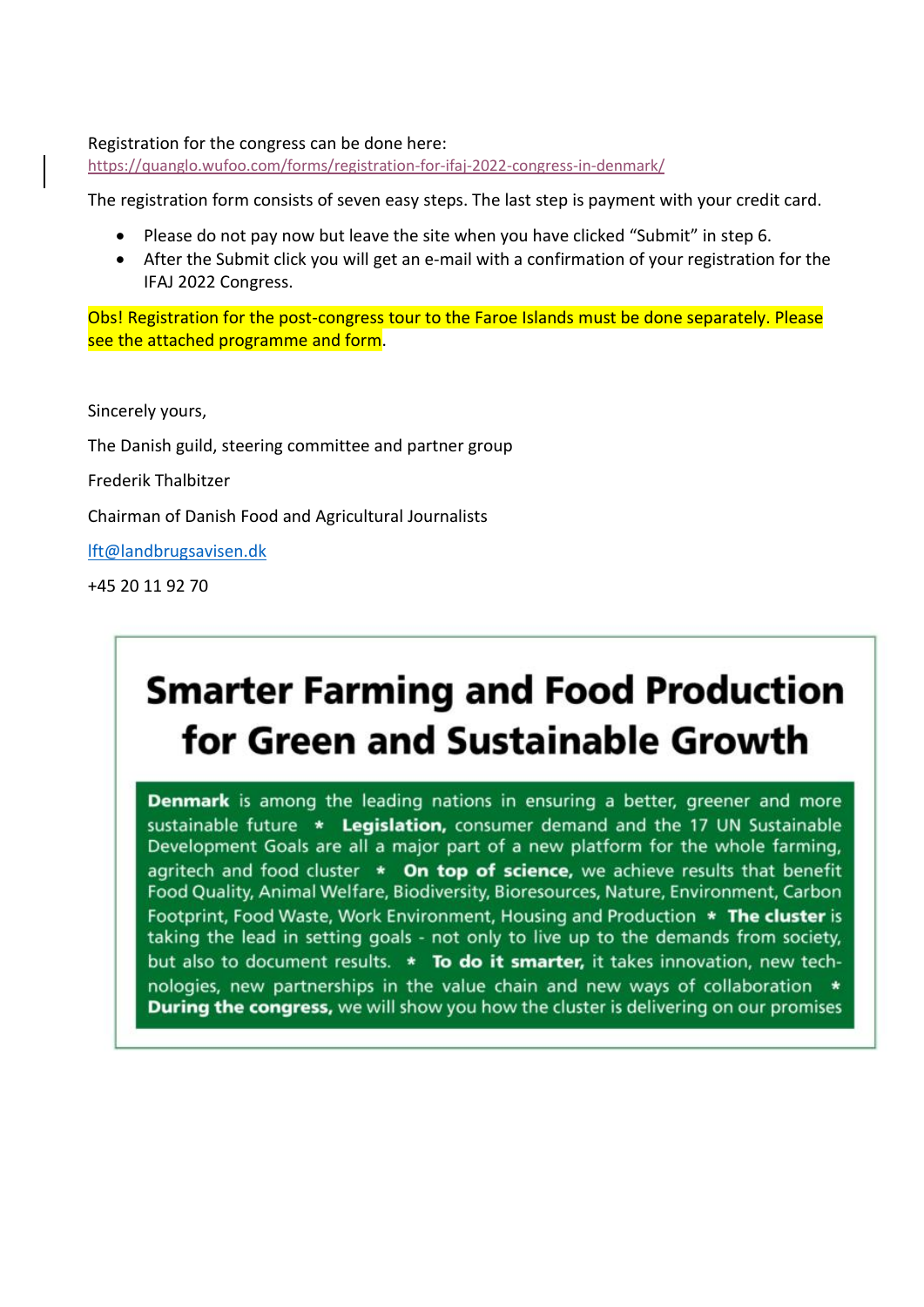Registration for the congress can be done here:
https://quanglo.wufoo.com/forms/registration-for-ifaj-2022-congress-in-denmark/

The registration form consists of seven easy steps. The last step is payment with your credit card.

- Please do not pay now but leave the site when you have clicked "Submit" in step 6.
- After the Submit click you will get an e-mail with a confirmation of your registration for the IFAJ 2022 Congress.

Obs! Registration for the post-congress tour to the Faroe Islands must be done separately. Please see the attached programme and form.

Sincerely yours,

The Danish guild, steering committee and partner group

Frederik Thalbitzer

Chairman of Danish Food and Agricultural Journalists

lft@landbrugsavisen.dk

+45 20 11 92 70

# Smarter Farming and Food Production for Green and Sustainable Growth

**Denmark** is among the leading nations in ensuring a better, greener and more sustainable future * **Legislation,** consumer demand and the 17 UN Sustainable Development Goals are all a major part of a new platform for the whole farming, agritech and food cluster * **On top of science,** we achieve results that benefit Food Quality, Animal Welfare, Biodiversity, Bioresources, Nature, Environment, Carbon Footprint, Food Waste, Work Environment, Housing and Production * **The cluster** is taking the lead in setting goals - not only to live up to the demands from society, but also to document results. * **To do it smarter,** it takes innovation, new technologies, new partnerships in the value chain and new ways of collaboration * **During the congress,** we will show you how the cluster is delivering on our promises